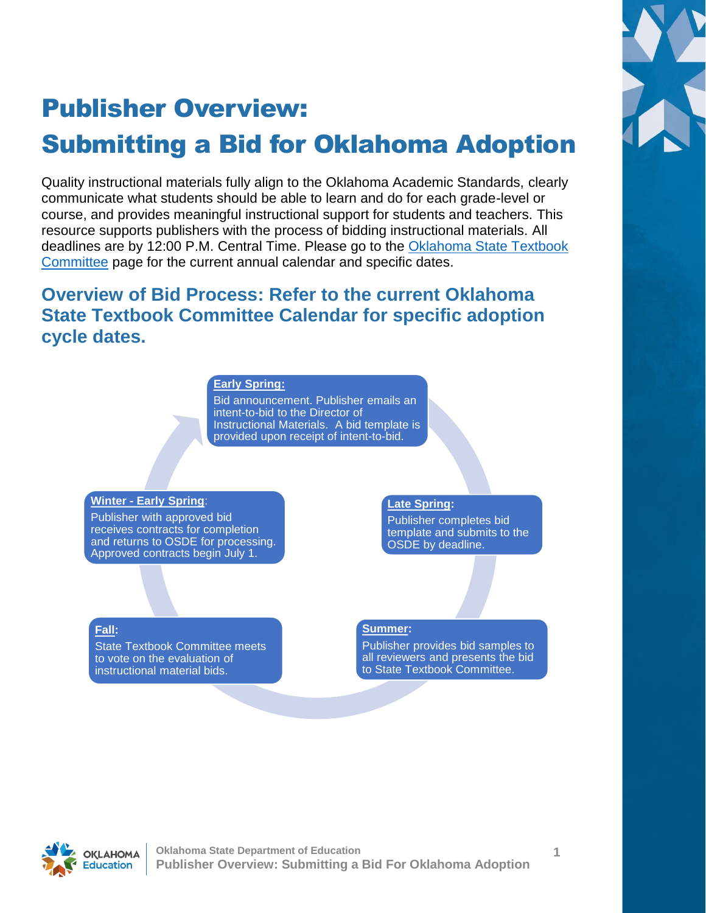# Publisher Overview:
# Submitting a Bid for Oklahoma Adoption

Quality instructional materials fully align to the Oklahoma Academic Standards, clearly communicate what students should be able to learn and do for each grade-level or course, and provides meaningful instructional support for students and teachers. This resource supports publishers with the process of bidding instructional materials. All deadlines are by 12:00 P.M. Central Time. Please go to the Oklahoma State Textbook Committee page for the current annual calendar and specific dates.

## Overview of Bid Process: Refer to the current Oklahoma State Textbook Committee Calendar for specific adoption cycle dates.

**Early Spring:**
Bid announcement. Publisher emails an intent-to-bid to the Director of Instructional Materials. A bid template is provided upon receipt of intent-to-bid.

**Late Spring:**
Publisher completes bid template and submits to the OSDE by deadline.

**Summer:**
Publisher provides bid samples to all reviewers and presents the bid to State Textbook Committee.

**Fall:**
State Textbook Committee meets to vote on the evaluation of instructional material bids.

**Winter - Early Spring:**
Publisher with approved bid receives contracts for completion and returns to OSDE for processing. Approved contracts begin July 1.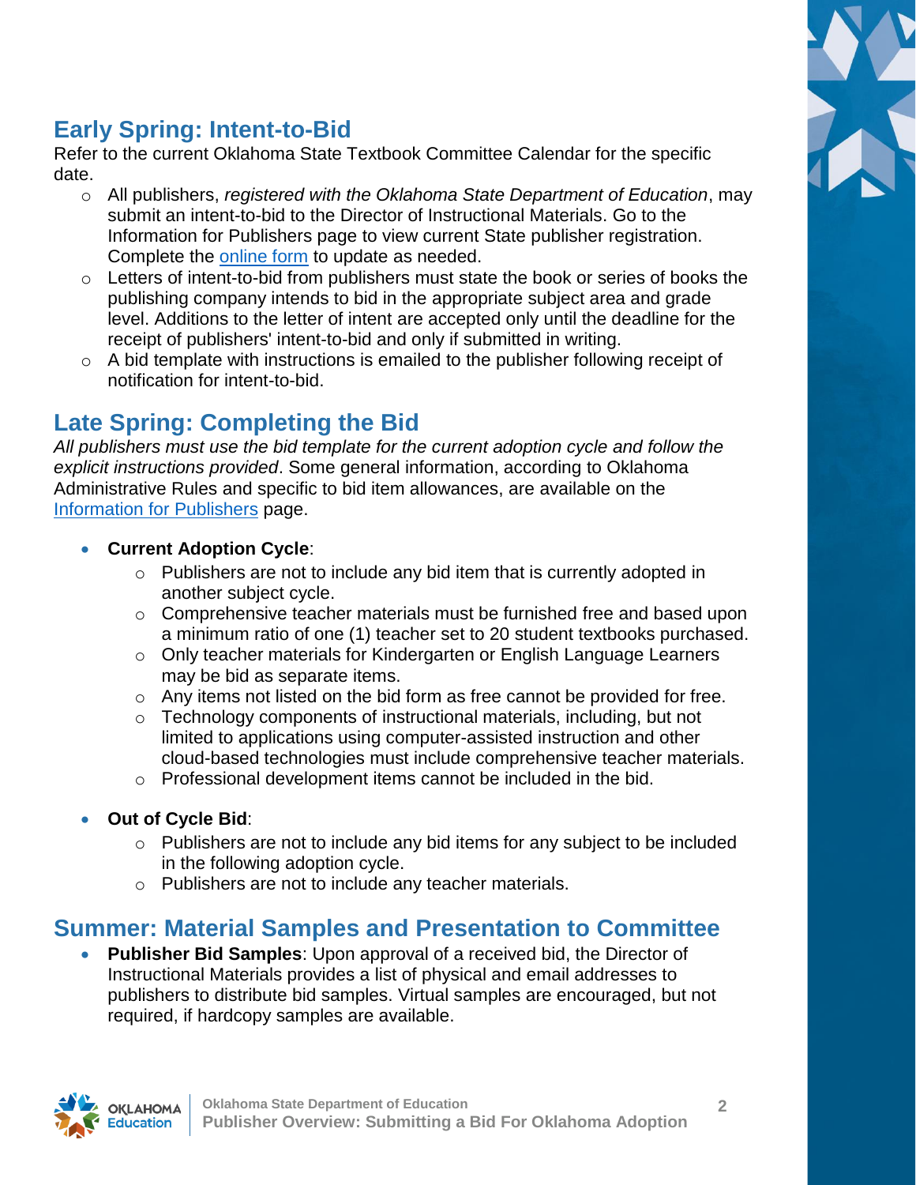## Early Spring: Intent-to-Bid

Refer to the current Oklahoma State Textbook Committee Calendar for the specific date.

- All publishers, *registered with the Oklahoma State Department of Education*, may submit an intent-to-bid to the Director of Instructional Materials. Go to the Information for Publishers page to view current State publisher registration. Complete the [online form]() to update as needed.
- Letters of intent-to-bid from publishers must state the book or series of books the publishing company intends to bid in the appropriate subject area and grade level. Additions to the letter of intent are accepted only until the deadline for the receipt of publishers' intent-to-bid and only if submitted in writing.
- A bid template with instructions is emailed to the publisher following receipt of notification for intent-to-bid.

## Late Spring: Completing the Bid

*All publishers must use the bid template for the current adoption cycle and follow the explicit instructions provided*. Some general information, according to Oklahoma Administrative Rules and specific to bid item allowances, are available on the [Information for Publishers]() page.

- **Current Adoption Cycle**:
  - Publishers are not to include any bid item that is currently adopted in another subject cycle.
  - Comprehensive teacher materials must be furnished free and based upon a minimum ratio of one (1) teacher set to 20 student textbooks purchased.
  - Only teacher materials for Kindergarten or English Language Learners may be bid as separate items.
  - Any items not listed on the bid form as free cannot be provided for free.
  - Technology components of instructional materials, including, but not limited to applications using computer-assisted instruction and other cloud-based technologies must include comprehensive teacher materials.
  - Professional development items cannot be included in the bid.
- **Out of Cycle Bid**:
  - Publishers are not to include any bid items for any subject to be included in the following adoption cycle.
  - Publishers are not to include any teacher materials.

## Summer: Material Samples and Presentation to Committee

- **Publisher Bid Samples**: Upon approval of a received bid, the Director of Instructional Materials provides a list of physical and email addresses to publishers to distribute bid samples. Virtual samples are encouraged, but not required, if hardcopy samples are available.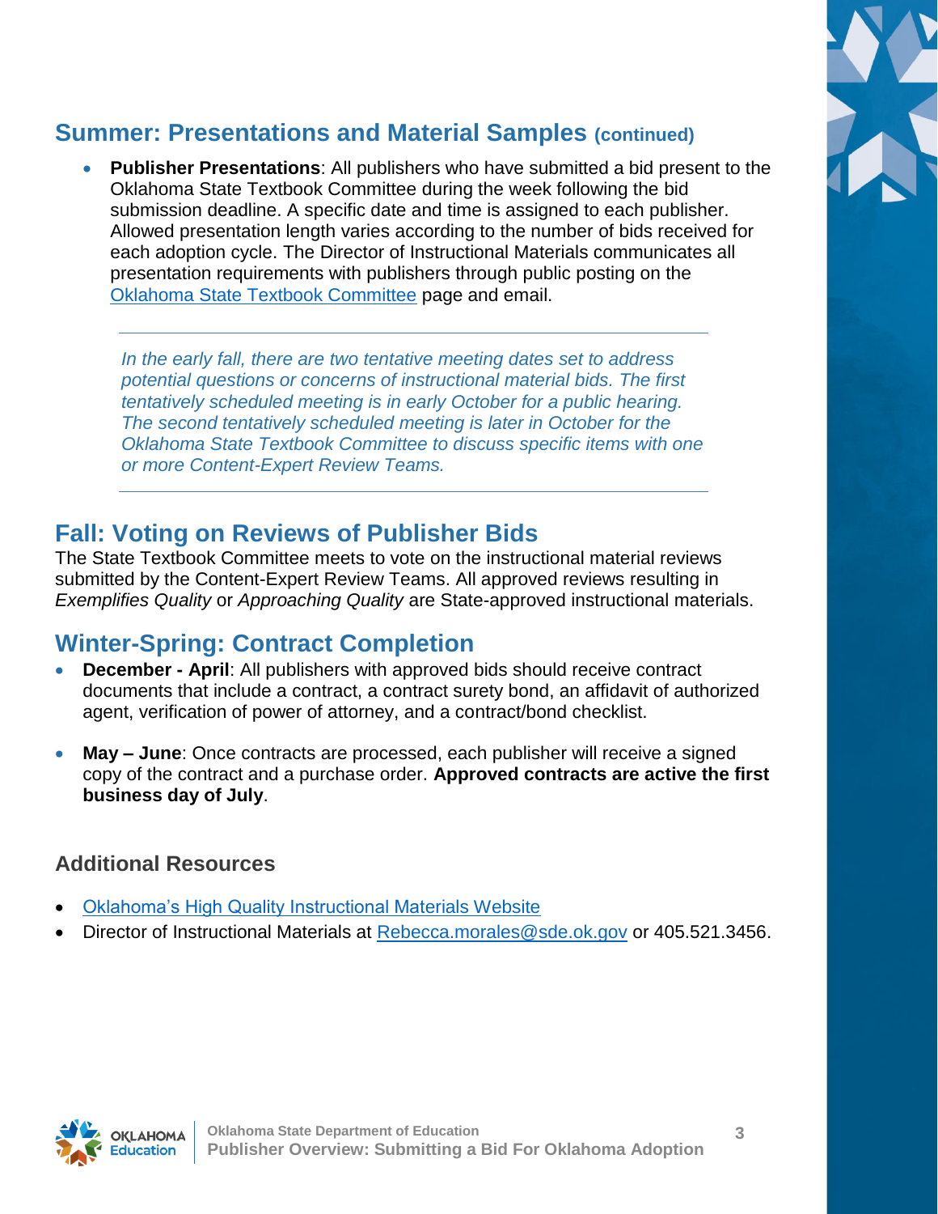## Summer: Presentations and Material Samples (continued)

- **Publisher Presentations**: All publishers who have submitted a bid present to the Oklahoma State Textbook Committee during the week following the bid submission deadline. A specific date and time is assigned to each publisher. Allowed presentation length varies according to the number of bids received for each adoption cycle. The Director of Instructional Materials communicates all presentation requirements with publishers through public posting on the Oklahoma State Textbook Committee page and email.

---

*In the early fall, there are two tentative meeting dates set to address potential questions or concerns of instructional material bids. The first tentatively scheduled meeting is in early October for a public hearing. The second tentatively scheduled meeting is later in October for the Oklahoma State Textbook Committee to discuss specific items with one or more Content-Expert Review Teams.*

---

## Fall: Voting on Reviews of Publisher Bids

The State Textbook Committee meets to vote on the instructional material reviews submitted by the Content-Expert Review Teams. All approved reviews resulting in *Exemplifies Quality* or *Approaching Quality* are State-approved instructional materials.

## Winter-Spring: Contract Completion

- **December - April**: All publishers with approved bids should receive contract documents that include a contract, a contract surety bond, an affidavit of authorized agent, verification of power of attorney, and a contract/bond checklist.
- **May – June**: Once contracts are processed, each publisher will receive a signed copy of the contract and a purchase order. **Approved contracts are active the first business day of July**.

### Additional Resources

- Oklahoma's High Quality Instructional Materials Website
- Director of Instructional Materials at Rebecca.morales@sde.ok.gov or 405.521.3456.